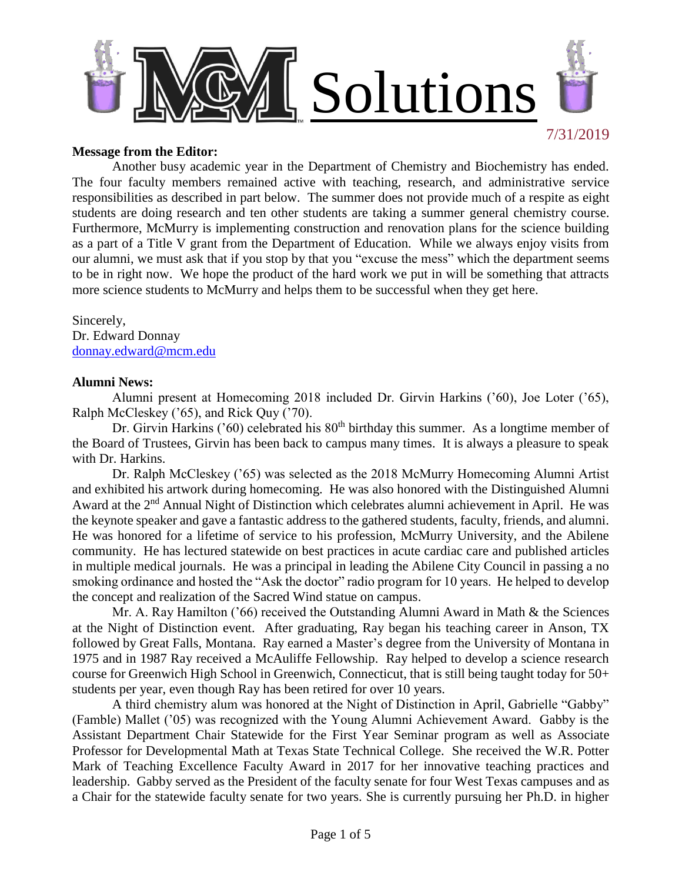# MCM Solutions

7/31/2019

**Message from the Editor:**

Another busy academic year in the Department of Chemistry and Biochemistry has ended. The four faculty members remained active with teaching, research, and administrative service responsibilities as described in part below. The summer does not provide much of a respite as eight students are doing research and ten other students are taking a summer general chemistry course. Furthermore, McMurry is implementing construction and renovation plans for the science building as a part of a Title V grant from the Department of Education. While we always enjoy visits from our alumni, we must ask that if you stop by that you "excuse the mess" which the department seems to be in right now. We hope the product of the hard work we put in will be something that attracts more science students to McMurry and helps them to be successful when they get here.

Sincerely,
Dr. Edward Donnay
donnay.edward@mcm.edu

**Alumni News:**

Alumni present at Homecoming 2018 included Dr. Girvin Harkins ('60), Joe Loter ('65), Ralph McCleskey ('65), and Rick Quy ('70).

Dr. Girvin Harkins ('60) celebrated his 80th birthday this summer. As a longtime member of the Board of Trustees, Girvin has been back to campus many times. It is always a pleasure to speak with Dr. Harkins.

Dr. Ralph McCleskey ('65) was selected as the 2018 McMurry Homecoming Alumni Artist and exhibited his artwork during homecoming. He was also honored with the Distinguished Alumni Award at the 2nd Annual Night of Distinction which celebrates alumni achievement in April. He was the keynote speaker and gave a fantastic address to the gathered students, faculty, friends, and alumni. He was honored for a lifetime of service to his profession, McMurry University, and the Abilene community. He has lectured statewide on best practices in acute cardiac care and published articles in multiple medical journals. He was a principal in leading the Abilene City Council in passing a no smoking ordinance and hosted the "Ask the doctor" radio program for 10 years. He helped to develop the concept and realization of the Sacred Wind statue on campus.

Mr. A. Ray Hamilton ('66) received the Outstanding Alumni Award in Math & the Sciences at the Night of Distinction event. After graduating, Ray began his teaching career in Anson, TX followed by Great Falls, Montana. Ray earned a Master's degree from the University of Montana in 1975 and in 1987 Ray received a McAuliffe Fellowship. Ray helped to develop a science research course for Greenwich High School in Greenwich, Connecticut, that is still being taught today for 50+ students per year, even though Ray has been retired for over 10 years.

A third chemistry alum was honored at the Night of Distinction in April, Gabrielle "Gabby" (Famble) Mallet ('05) was recognized with the Young Alumni Achievement Award. Gabby is the Assistant Department Chair Statewide for the First Year Seminar program as well as Associate Professor for Developmental Math at Texas State Technical College. She received the W.R. Potter Mark of Teaching Excellence Faculty Award in 2017 for her innovative teaching practices and leadership. Gabby served as the President of the faculty senate for four West Texas campuses and as a Chair for the statewide faculty senate for two years. She is currently pursuing her Ph.D. in higher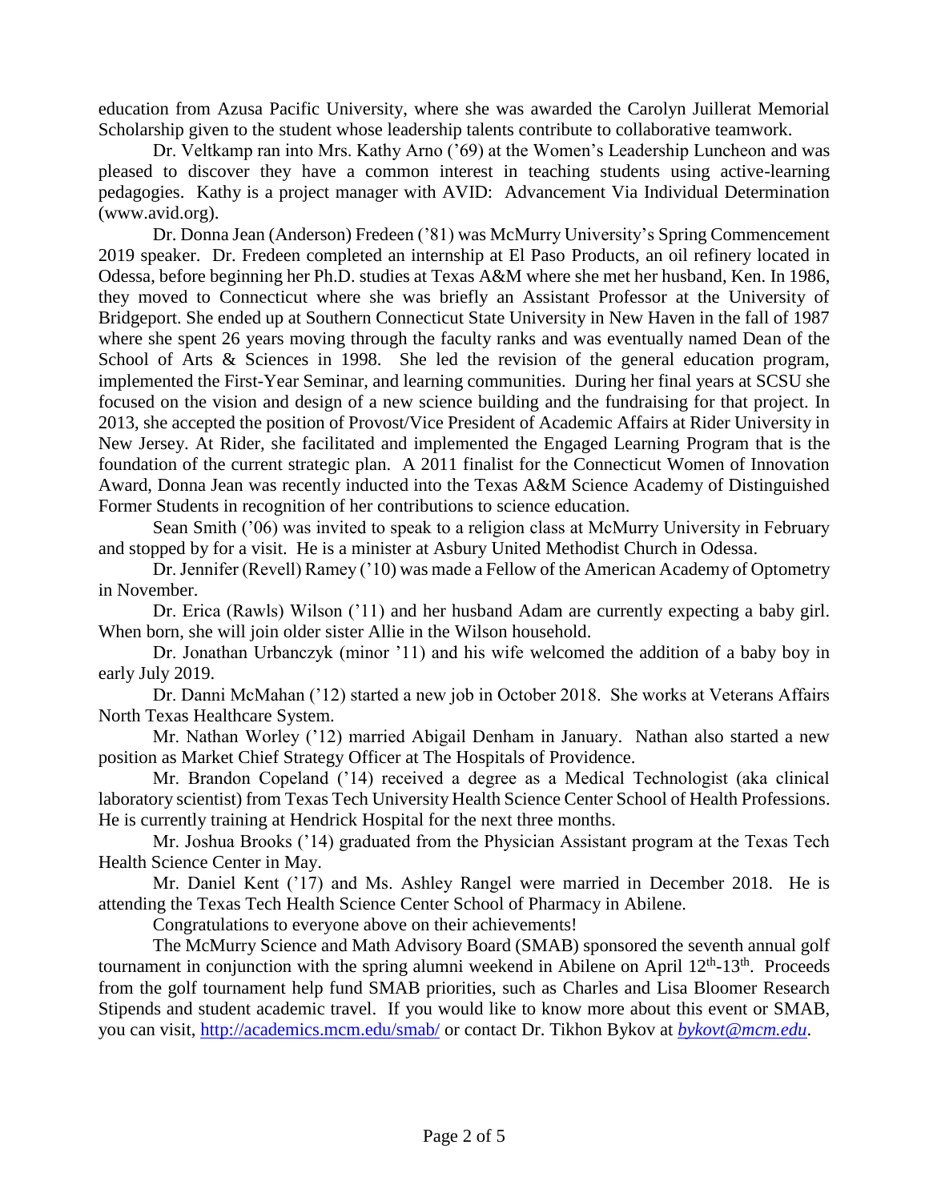education from Azusa Pacific University, where she was awarded the Carolyn Juillerat Memorial Scholarship given to the student whose leadership talents contribute to collaborative teamwork.

Dr. Veltkamp ran into Mrs. Kathy Arno ('69) at the Women's Leadership Luncheon and was pleased to discover they have a common interest in teaching students using active-learning pedagogies. Kathy is a project manager with AVID: Advancement Via Individual Determination (www.avid.org).

Dr. Donna Jean (Anderson) Fredeen ('81) was McMurry University's Spring Commencement 2019 speaker. Dr. Fredeen completed an internship at El Paso Products, an oil refinery located in Odessa, before beginning her Ph.D. studies at Texas A&M where she met her husband, Ken. In 1986, they moved to Connecticut where she was briefly an Assistant Professor at the University of Bridgeport. She ended up at Southern Connecticut State University in New Haven in the fall of 1987 where she spent 26 years moving through the faculty ranks and was eventually named Dean of the School of Arts & Sciences in 1998. She led the revision of the general education program, implemented the First-Year Seminar, and learning communities. During her final years at SCSU she focused on the vision and design of a new science building and the fundraising for that project. In 2013, she accepted the position of Provost/Vice President of Academic Affairs at Rider University in New Jersey. At Rider, she facilitated and implemented the Engaged Learning Program that is the foundation of the current strategic plan. A 2011 finalist for the Connecticut Women of Innovation Award, Donna Jean was recently inducted into the Texas A&M Science Academy of Distinguished Former Students in recognition of her contributions to science education.

Sean Smith ('06) was invited to speak to a religion class at McMurry University in February and stopped by for a visit. He is a minister at Asbury United Methodist Church in Odessa.

Dr. Jennifer (Revell) Ramey ('10) was made a Fellow of the American Academy of Optometry in November.

Dr. Erica (Rawls) Wilson ('11) and her husband Adam are currently expecting a baby girl. When born, she will join older sister Allie in the Wilson household.

Dr. Jonathan Urbanczyk (minor '11) and his wife welcomed the addition of a baby boy in early July 2019.

Dr. Danni McMahan ('12) started a new job in October 2018. She works at Veterans Affairs North Texas Healthcare System.

Mr. Nathan Worley ('12) married Abigail Denham in January. Nathan also started a new position as Market Chief Strategy Officer at The Hospitals of Providence.

Mr. Brandon Copeland ('14) received a degree as a Medical Technologist (aka clinical laboratory scientist) from Texas Tech University Health Science Center School of Health Professions. He is currently training at Hendrick Hospital for the next three months.

Mr. Joshua Brooks ('14) graduated from the Physician Assistant program at the Texas Tech Health Science Center in May.

Mr. Daniel Kent ('17) and Ms. Ashley Rangel were married in December 2018. He is attending the Texas Tech Health Science Center School of Pharmacy in Abilene.

Congratulations to everyone above on their achievements!

The McMurry Science and Math Advisory Board (SMAB) sponsored the seventh annual golf tournament in conjunction with the spring alumni weekend in Abilene on April 12th-13th. Proceeds from the golf tournament help fund SMAB priorities, such as Charles and Lisa Bloomer Research Stipends and student academic travel. If you would like to know more about this event or SMAB, you can visit, http://academics.mcm.edu/smab/ or contact Dr. Tikhon Bykov at *bykovt@mcm.edu*.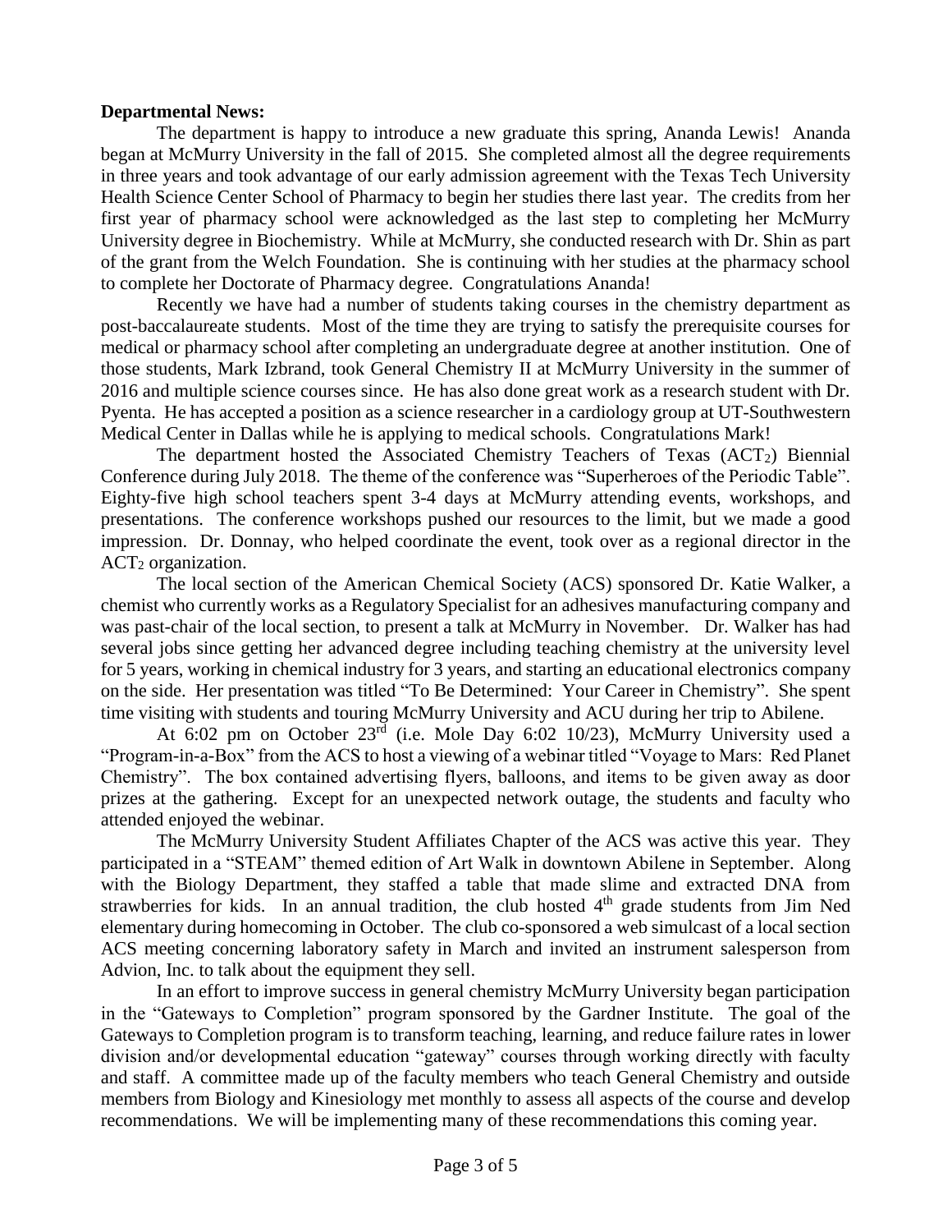**Departmental News:**

The department is happy to introduce a new graduate this spring, Ananda Lewis! Ananda began at McMurry University in the fall of 2015. She completed almost all the degree requirements in three years and took advantage of our early admission agreement with the Texas Tech University Health Science Center School of Pharmacy to begin her studies there last year. The credits from her first year of pharmacy school were acknowledged as the last step to completing her McMurry University degree in Biochemistry. While at McMurry, she conducted research with Dr. Shin as part of the grant from the Welch Foundation. She is continuing with her studies at the pharmacy school to complete her Doctorate of Pharmacy degree. Congratulations Ananda!

Recently we have had a number of students taking courses in the chemistry department as post-baccalaureate students. Most of the time they are trying to satisfy the prerequisite courses for medical or pharmacy school after completing an undergraduate degree at another institution. One of those students, Mark Izbrand, took General Chemistry II at McMurry University in the summer of 2016 and multiple science courses since. He has also done great work as a research student with Dr. Pyenta. He has accepted a position as a science researcher in a cardiology group at UT-Southwestern Medical Center in Dallas while he is applying to medical schools. Congratulations Mark!

The department hosted the Associated Chemistry Teachers of Texas ($ACT_2$) Biennial Conference during July 2018. The theme of the conference was "Superheroes of the Periodic Table". Eighty-five high school teachers spent 3-4 days at McMurry attending events, workshops, and presentations. The conference workshops pushed our resources to the limit, but we made a good impression. Dr. Donnay, who helped coordinate the event, took over as a regional director in the $ACT_2$ organization.

The local section of the American Chemical Society (ACS) sponsored Dr. Katie Walker, a chemist who currently works as a Regulatory Specialist for an adhesives manufacturing company and was past-chair of the local section, to present a talk at McMurry in November. Dr. Walker has had several jobs since getting her advanced degree including teaching chemistry at the university level for 5 years, working in chemical industry for 3 years, and starting an educational electronics company on the side. Her presentation was titled "To Be Determined: Your Career in Chemistry". She spent time visiting with students and touring McMurry University and ACU during her trip to Abilene.

At 6:02 pm on October 23rd (i.e. Mole Day 6:02 10/23), McMurry University used a "Program-in-a-Box" from the ACS to host a viewing of a webinar titled "Voyage to Mars: Red Planet Chemistry". The box contained advertising flyers, balloons, and items to be given away as door prizes at the gathering. Except for an unexpected network outage, the students and faculty who attended enjoyed the webinar.

The McMurry University Student Affiliates Chapter of the ACS was active this year. They participated in a "STEAM" themed edition of Art Walk in downtown Abilene in September. Along with the Biology Department, they staffed a table that made slime and extracted DNA from strawberries for kids. In an annual tradition, the club hosted 4th grade students from Jim Ned elementary during homecoming in October. The club co-sponsored a web simulcast of a local section ACS meeting concerning laboratory safety in March and invited an instrument salesperson from Advion, Inc. to talk about the equipment they sell.

In an effort to improve success in general chemistry McMurry University began participation in the "Gateways to Completion" program sponsored by the Gardner Institute. The goal of the Gateways to Completion program is to transform teaching, learning, and reduce failure rates in lower division and/or developmental education "gateway" courses through working directly with faculty and staff. A committee made up of the faculty members who teach General Chemistry and outside members from Biology and Kinesiology met monthly to assess all aspects of the course and develop recommendations. We will be implementing many of these recommendations this coming year.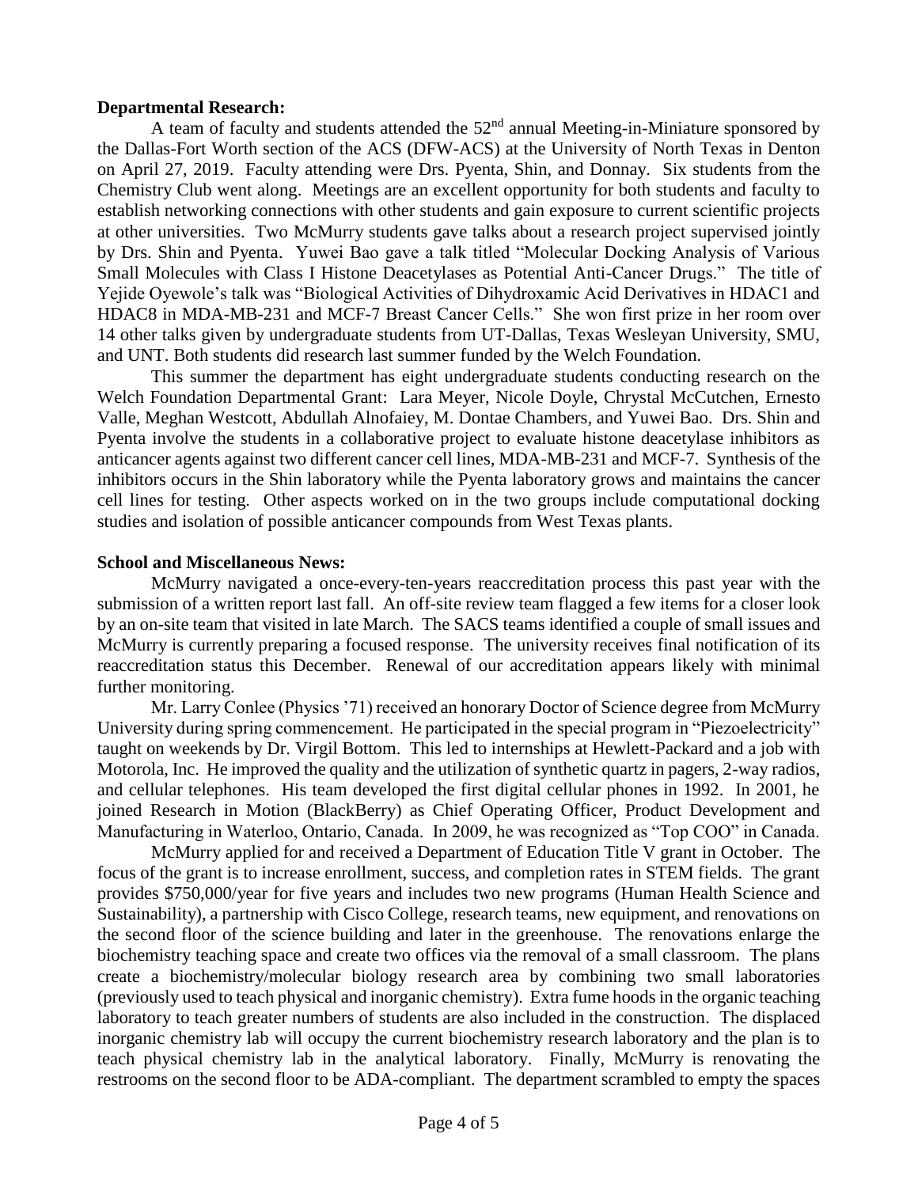**Departmental Research:**

A team of faculty and students attended the 52nd annual Meeting-in-Miniature sponsored by the Dallas-Fort Worth section of the ACS (DFW-ACS) at the University of North Texas in Denton on April 27, 2019. Faculty attending were Drs. Pyenta, Shin, and Donnay. Six students from the Chemistry Club went along. Meetings are an excellent opportunity for both students and faculty to establish networking connections with other students and gain exposure to current scientific projects at other universities. Two McMurry students gave talks about a research project supervised jointly by Drs. Shin and Pyenta. Yuwei Bao gave a talk titled "Molecular Docking Analysis of Various Small Molecules with Class I Histone Deacetylases as Potential Anti-Cancer Drugs." The title of Yejide Oyewole's talk was "Biological Activities of Dihydroxamic Acid Derivatives in HDAC1 and HDAC8 in MDA-MB-231 and MCF-7 Breast Cancer Cells." She won first prize in her room over 14 other talks given by undergraduate students from UT-Dallas, Texas Wesleyan University, SMU, and UNT. Both students did research last summer funded by the Welch Foundation.

This summer the department has eight undergraduate students conducting research on the Welch Foundation Departmental Grant: Lara Meyer, Nicole Doyle, Chrystal McCutchen, Ernesto Valle, Meghan Westcott, Abdullah Alnofaiey, M. Dontae Chambers, and Yuwei Bao. Drs. Shin and Pyenta involve the students in a collaborative project to evaluate histone deacetylase inhibitors as anticancer agents against two different cancer cell lines, MDA-MB-231 and MCF-7. Synthesis of the inhibitors occurs in the Shin laboratory while the Pyenta laboratory grows and maintains the cancer cell lines for testing. Other aspects worked on in the two groups include computational docking studies and isolation of possible anticancer compounds from West Texas plants.

**School and Miscellaneous News:**

McMurry navigated a once-every-ten-years reaccreditation process this past year with the submission of a written report last fall. An off-site review team flagged a few items for a closer look by an on-site team that visited in late March. The SACS teams identified a couple of small issues and McMurry is currently preparing a focused response. The university receives final notification of its reaccreditation status this December. Renewal of our accreditation appears likely with minimal further monitoring.

Mr. Larry Conlee (Physics '71) received an honorary Doctor of Science degree from McMurry University during spring commencement. He participated in the special program in "Piezoelectricity" taught on weekends by Dr. Virgil Bottom. This led to internships at Hewlett-Packard and a job with Motorola, Inc. He improved the quality and the utilization of synthetic quartz in pagers, 2-way radios, and cellular telephones. His team developed the first digital cellular phones in 1992. In 2001, he joined Research in Motion (BlackBerry) as Chief Operating Officer, Product Development and Manufacturing in Waterloo, Ontario, Canada. In 2009, he was recognized as "Top COO" in Canada.

McMurry applied for and received a Department of Education Title V grant in October. The focus of the grant is to increase enrollment, success, and completion rates in STEM fields. The grant provides $750,000/year for five years and includes two new programs (Human Health Science and Sustainability), a partnership with Cisco College, research teams, new equipment, and renovations on the second floor of the science building and later in the greenhouse. The renovations enlarge the biochemistry teaching space and create two offices via the removal of a small classroom. The plans create a biochemistry/molecular biology research area by combining two small laboratories (previously used to teach physical and inorganic chemistry). Extra fume hoods in the organic teaching laboratory to teach greater numbers of students are also included in the construction. The displaced inorganic chemistry lab will occupy the current biochemistry research laboratory and the plan is to teach physical chemistry lab in the analytical laboratory. Finally, McMurry is renovating the restrooms on the second floor to be ADA-compliant. The department scrambled to empty the spaces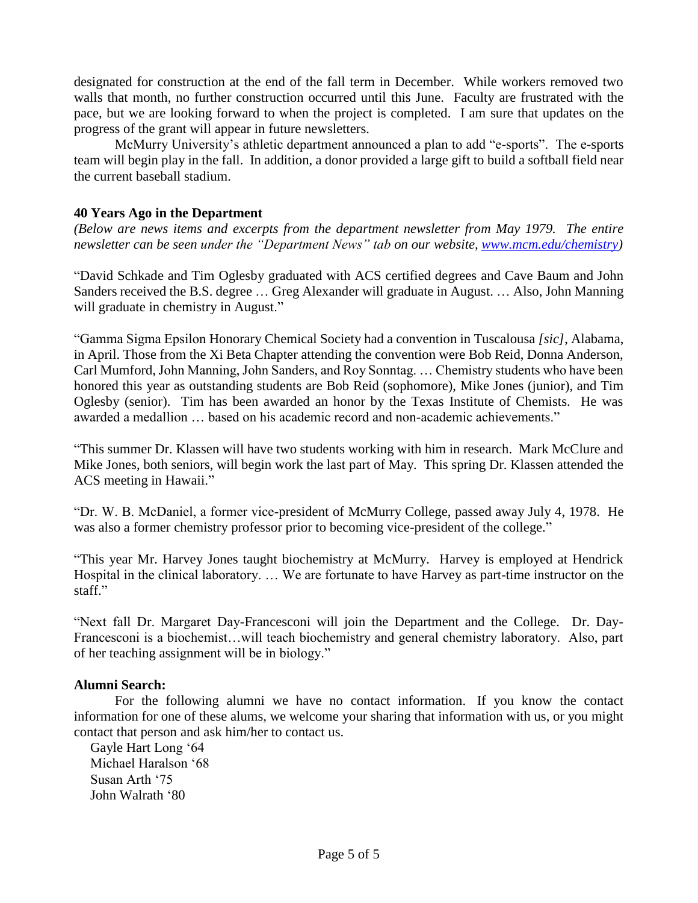designated for construction at the end of the fall term in December. While workers removed two walls that month, no further construction occurred until this June. Faculty are frustrated with the pace, but we are looking forward to when the project is completed. I am sure that updates on the progress of the grant will appear in future newsletters.

McMurry University's athletic department announced a plan to add "e-sports". The e-sports team will begin play in the fall. In addition, a donor provided a large gift to build a softball field near the current baseball stadium.

**40 Years Ago in the Department**

*(Below are news items and excerpts from the department newsletter from May 1979. The entire newsletter can be seen under the "Department News" tab on our website, [www.mcm.edu/chemistry](www.mcm.edu/chemistry))*

"David Schkade and Tim Oglesby graduated with ACS certified degrees and Cave Baum and John Sanders received the B.S. degree … Greg Alexander will graduate in August. … Also, John Manning will graduate in chemistry in August."

"Gamma Sigma Epsilon Honorary Chemical Society had a convention in Tuscalousa *[sic]*, Alabama, in April. Those from the Xi Beta Chapter attending the convention were Bob Reid, Donna Anderson, Carl Mumford, John Manning, John Sanders, and Roy Sonntag. … Chemistry students who have been honored this year as outstanding students are Bob Reid (sophomore), Mike Jones (junior), and Tim Oglesby (senior). Tim has been awarded an honor by the Texas Institute of Chemists. He was awarded a medallion … based on his academic record and non-academic achievements."

"This summer Dr. Klassen will have two students working with him in research. Mark McClure and Mike Jones, both seniors, will begin work the last part of May. This spring Dr. Klassen attended the ACS meeting in Hawaii."

"Dr. W. B. McDaniel, a former vice-president of McMurry College, passed away July 4, 1978. He was also a former chemistry professor prior to becoming vice-president of the college."

"This year Mr. Harvey Jones taught biochemistry at McMurry. Harvey is employed at Hendrick Hospital in the clinical laboratory. … We are fortunate to have Harvey as part-time instructor on the staff."

"Next fall Dr. Margaret Day-Francesconi will join the Department and the College. Dr. Day-Francesconi is a biochemist…will teach biochemistry and general chemistry laboratory. Also, part of her teaching assignment will be in biology."

**Alumni Search:**

For the following alumni we have no contact information. If you know the contact information for one of these alums, we welcome your sharing that information with us, or you might contact that person and ask him/her to contact us.

Gayle Hart Long '64
Michael Haralson '68
Susan Arth '75
John Walrath '80